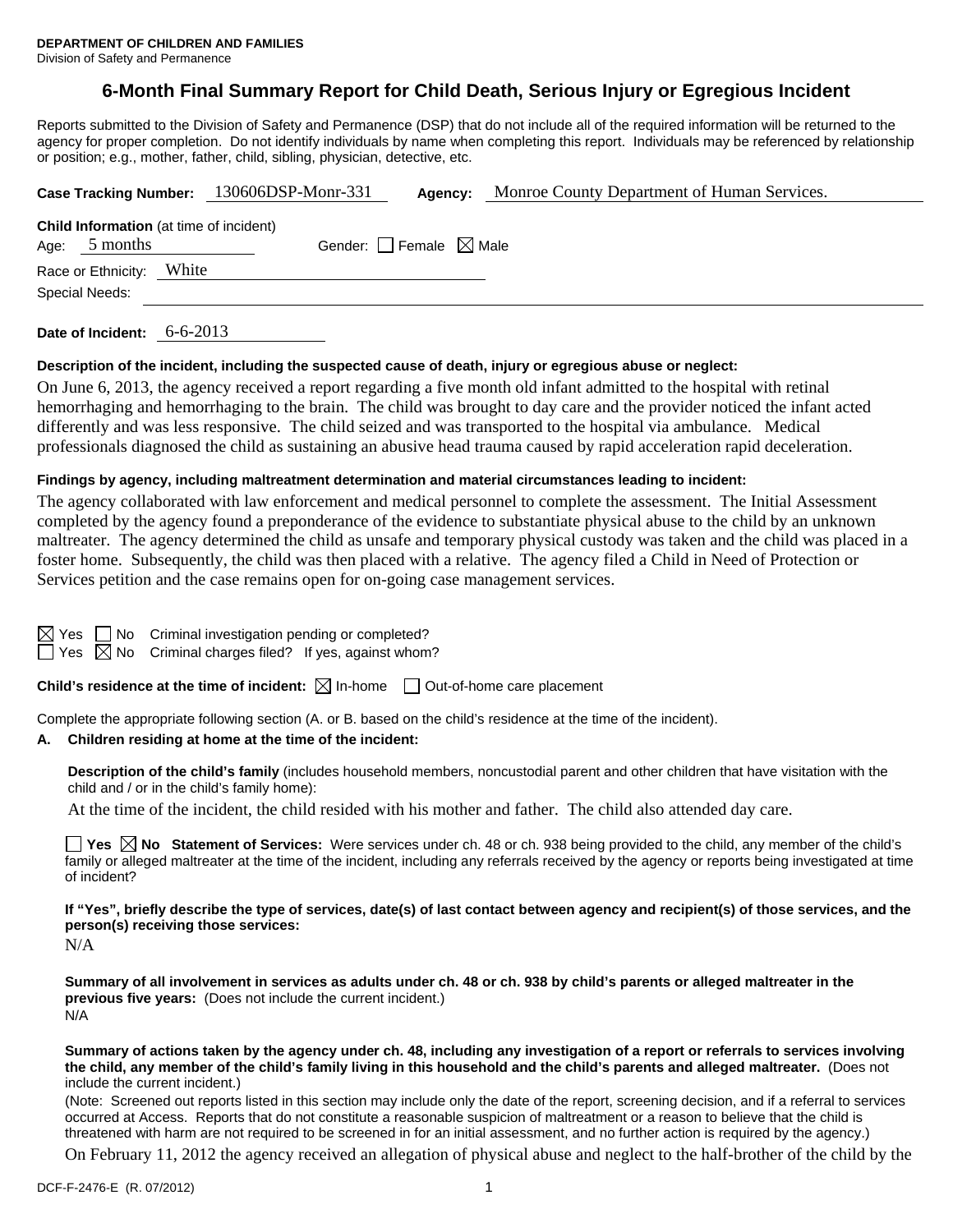**DEPARTMENT OF CHILDREN AND FAMILIES**
Division of Safety and Permanence

# 6-Month Final Summary Report for Child Death, Serious Injury or Egregious Incident

Reports submitted to the Division of Safety and Permanence (DSP) that do not include all of the required information will be returned to the agency for proper completion. Do not identify individuals by name when completing this report. Individuals may be referenced by relationship or position; e.g., mother, father, child, sibling, physician, detective, etc.

**Case Tracking Number:** 130606DSP-Monr-331 **Agency:** Monroe County Department of Human Services.

**Child Information** (at time of incident)
Age: 5 months Gender: ☐ Female ☒ Male
Race or Ethnicity: White
Special Needs:

**Date of Incident:** 6-6-2013

**Description of the incident, including the suspected cause of death, injury or egregious abuse or neglect:**

On June 6, 2013, the agency received a report regarding a five month old infant admitted to the hospital with retinal hemorrhaging and hemorrhaging to the brain. The child was brought to day care and the provider noticed the infant acted differently and was less responsive. The child seized and was transported to the hospital via ambulance. Medical professionals diagnosed the child as sustaining an abusive head trauma caused by rapid acceleration rapid deceleration.

**Findings by agency, including maltreatment determination and material circumstances leading to incident:**

The agency collaborated with law enforcement and medical personnel to complete the assessment. The Initial Assessment completed by the agency found a preponderance of the evidence to substantiate physical abuse to the child by an unknown maltreater. The agency determined the child as unsafe and temporary physical custody was taken and the child was placed in a foster home. Subsequently, the child was then placed with a relative. The agency filed a Child in Need of Protection or Services petition and the case remains open for on-going case management services.

☒ Yes ☐ No Criminal investigation pending or completed?
☐ Yes ☒ No Criminal charges filed? If yes, against whom?

**Child's residence at the time of incident:** ☒ In-home ☐ Out-of-home care placement

Complete the appropriate following section (A. or B. based on the child's residence at the time of the incident).

**A. Children residing at home at the time of the incident:**

**Description of the child's family** (includes household members, noncustodial parent and other children that have visitation with the child and / or in the child's family home):

At the time of the incident, the child resided with his mother and father. The child also attended day care.

☐ **Yes** ☒ **No Statement of Services:** Were services under ch. 48 or ch. 938 being provided to the child, any member of the child's family or alleged maltreater at the time of the incident, including any referrals received by the agency or reports being investigated at time of incident?

**If "Yes", briefly describe the type of services, date(s) of last contact between agency and recipient(s) of those services, and the person(s) receiving those services:**

N/A

**Summary of all involvement in services as adults under ch. 48 or ch. 938 by child's parents or alleged maltreater in the previous five years:** (Does not include the current incident.)

N/A

**Summary of actions taken by the agency under ch. 48, including any investigation of a report or referrals to services involving the child, any member of the child's family living in this household and the child's parents and alleged maltreater.** (Does not include the current incident.)

(Note: Screened out reports listed in this section may include only the date of the report, screening decision, and if a referral to services occurred at Access. Reports that do not constitute a reasonable suspicion of maltreatment or a reason to believe that the child is threatened with harm are not required to be screened in for an initial assessment, and no further action is required by the agency.)

On February 11, 2012 the agency received an allegation of physical abuse and neglect to the half-brother of the child by the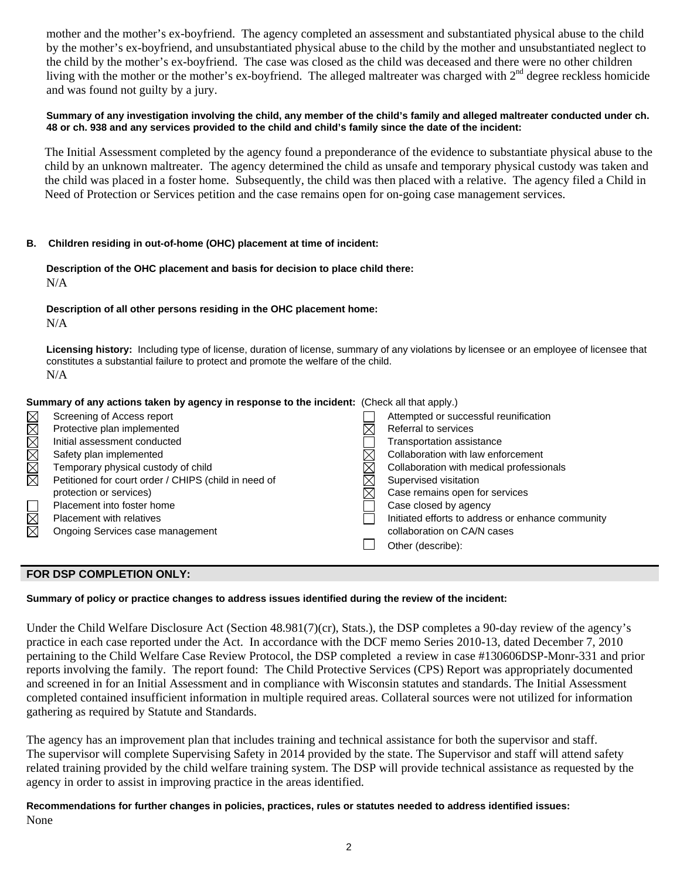mother and the mother's ex-boyfriend. The agency completed an assessment and substantiated physical abuse to the child by the mother's ex-boyfriend, and unsubstantiated physical abuse to the child by the mother and unsubstantiated neglect to the child by the mother's ex-boyfriend. The case was closed as the child was deceased and there were no other children living with the mother or the mother's ex-boyfriend. The alleged maltreater was charged with 2nd degree reckless homicide and was found not guilty by a jury.

**Summary of any investigation involving the child, any member of the child's family and alleged maltreater conducted under ch. 48 or ch. 938 and any services provided to the child and child's family since the date of the incident:**

The Initial Assessment completed by the agency found a preponderance of the evidence to substantiate physical abuse to the child by an unknown maltreater. The agency determined the child as unsafe and temporary physical custody was taken and the child was placed in a foster home. Subsequently, the child was then placed with a relative. The agency filed a Child in Need of Protection or Services petition and the case remains open for on-going case management services.

**B. Children residing in out-of-home (OHC) placement at time of incident:**

**Description of the OHC placement and basis for decision to place child there:**
N/A

**Description of all other persons residing in the OHC placement home:**
N/A

**Licensing history:** Including type of license, duration of license, summary of any violations by licensee or an employee of licensee that constitutes a substantial failure to protect and promote the welfare of the child.
N/A

**Summary of any actions taken by agency in response to the incident:** (Check all that apply.)

- [x] Screening of Access report
- [x] Protective plan implemented
- [x] Initial assessment conducted
- [x] Safety plan implemented
- [x] Temporary physical custody of child
- [x] Petitioned for court order / CHIPS (child in need of protection or services)
- [ ] Placement into foster home
- [x] Placement with relatives
- [x] Ongoing Services case management
- [ ] Attempted or successful reunification
- [x] Referral to services
- [ ] Transportation assistance
- [x] Collaboration with law enforcement
- [x] Collaboration with medical professionals
- [x] Supervised visitation
- [x] Case remains open for services
- [ ] Case closed by agency
- [ ] Initiated efforts to address or enhance community collaboration on CA/N cases
- [ ] Other (describe):

## FOR DSP COMPLETION ONLY:

**Summary of policy or practice changes to address issues identified during the review of the incident:**

Under the Child Welfare Disclosure Act (Section 48.981(7)(cr), Stats.), the DSP completes a 90-day review of the agency's practice in each case reported under the Act. In accordance with the DCF memo Series 2010-13, dated December 7, 2010 pertaining to the Child Welfare Case Review Protocol, the DSP completed a review in case #130606DSP-Monr-331 and prior reports involving the family. The report found: The Child Protective Services (CPS) Report was appropriately documented and screened in for an Initial Assessment and in compliance with Wisconsin statutes and standards. The Initial Assessment completed contained insufficient information in multiple required areas. Collateral sources were not utilized for information gathering as required by Statute and Standards.

The agency has an improvement plan that includes training and technical assistance for both the supervisor and staff. The supervisor will complete Supervising Safety in 2014 provided by the state. The Supervisor and staff will attend safety related training provided by the child welfare training system. The DSP will provide technical assistance as requested by the agency in order to assist in improving practice in the areas identified.

**Recommendations for further changes in policies, practices, rules or statutes needed to address identified issues:**
None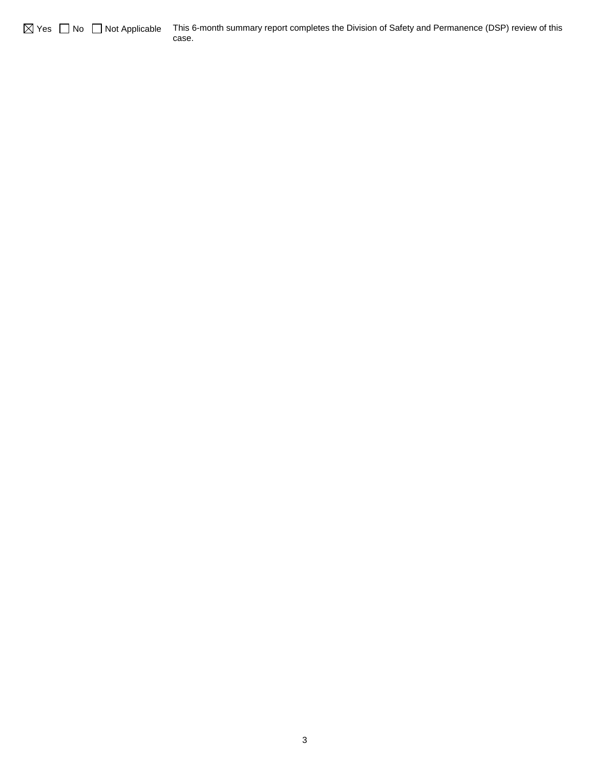☒ Yes ☐ No ☐ Not Applicable This 6-month summary report completes the Division of Safety and Permanence (DSP) review of this case.